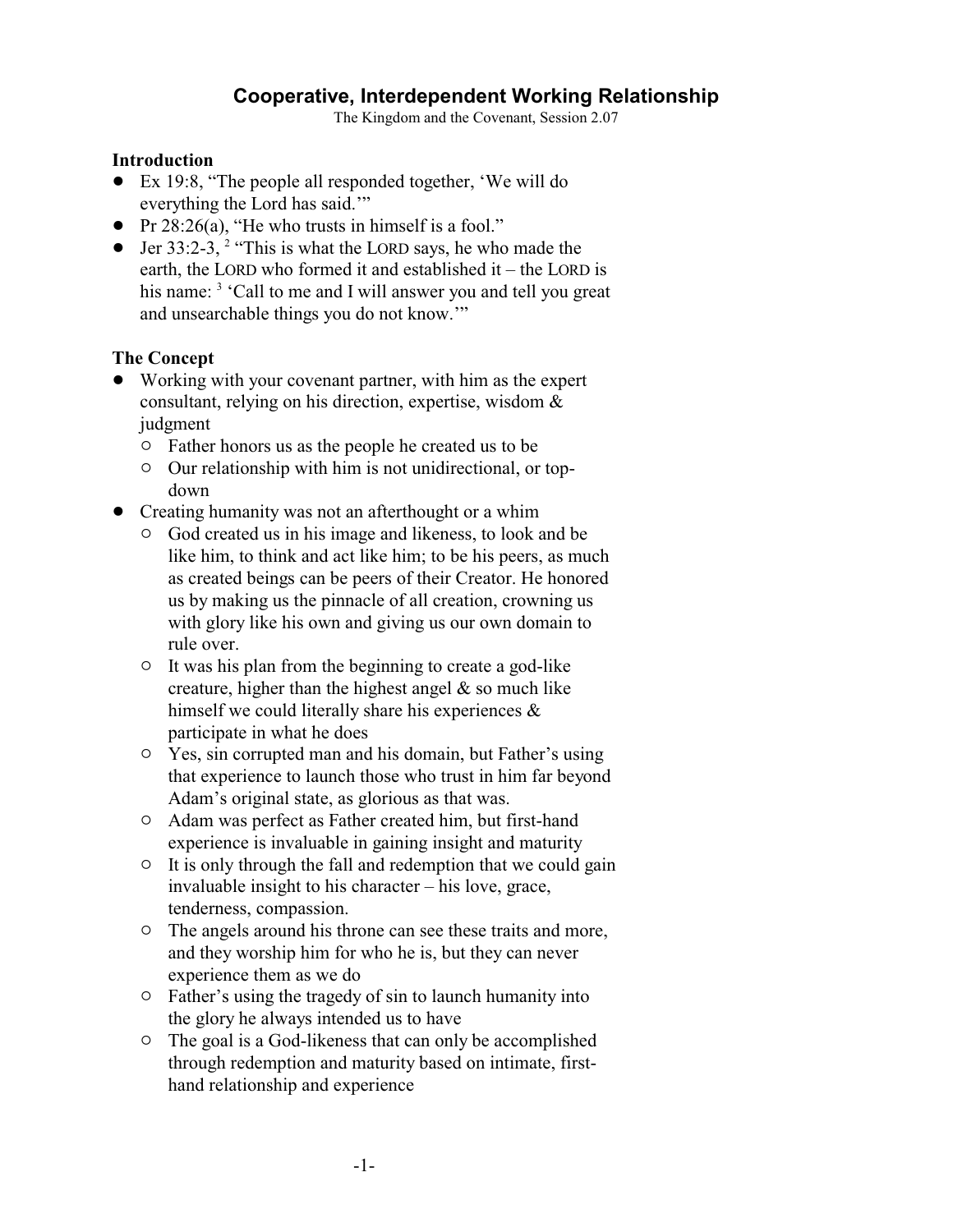# Cooperative, Interdependent Working Relationship

The Kingdom and the Covenant, Session 2.07

## Introduction

- Ex 19:8, "The people all responded together, 'We will do everything the Lord has said.'"
- Pr 28:26(a), "He who trusts in himself is a fool."
- Jer 33:2-3, [2] "This is what the LORD says, he who made the earth, the LORD who formed it and established it – the LORD is his name: [3] 'Call to me and I will answer you and tell you great and unsearchable things you do not know.'"

## The Concept

- Working with your covenant partner, with him as the expert consultant, relying on his direction, expertise, wisdom & judgment
  - Father honors us as the people he created us to be
  - Our relationship with him is not unidirectional, or top-down
- Creating humanity was not an afterthought or a whim
  - God created us in his image and likeness, to look and be like him, to think and act like him; to be his peers, as much as created beings can be peers of their Creator. He honored us by making us the pinnacle of all creation, crowning us with glory like his own and giving us our own domain to rule over.
  - It was his plan from the beginning to create a god-like creature, higher than the highest angel & so much like himself we could literally share his experiences & participate in what he does
  - Yes, sin corrupted man and his domain, but Father's using that experience to launch those who trust in him far beyond Adam's original state, as glorious as that was.
  - Adam was perfect as Father created him, but first-hand experience is invaluable in gaining insight and maturity
  - It is only through the fall and redemption that we could gain invaluable insight to his character – his love, grace, tenderness, compassion.
  - The angels around his throne can see these traits and more, and they worship him for who he is, but they can never experience them as we do
  - Father's using the tragedy of sin to launch humanity into the glory he always intended us to have
  - The goal is a God-likeness that can only be accomplished through redemption and maturity based on intimate, first-hand relationship and experience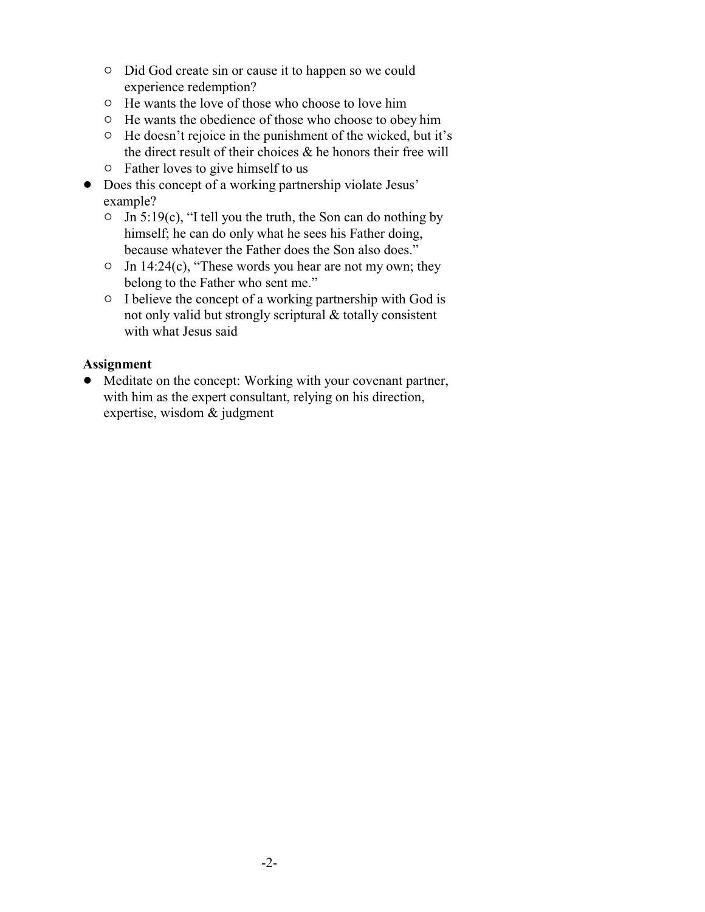- Did God create sin or cause it to happen so we could experience redemption?
  - He wants the love of those who choose to love him
  - He wants the obedience of those who choose to obey him
  - He doesn't rejoice in the punishment of the wicked, but it's the direct result of their choices & he honors their free will
  - Father loves to give himself to us
- Does this concept of a working partnership violate Jesus' example?
  - Jn 5:19(c), "I tell you the truth, the Son can do nothing by himself; he can do only what he sees his Father doing, because whatever the Father does the Son also does."
  - Jn 14:24(c), "These words you hear are not my own; they belong to the Father who sent me."
  - I believe the concept of a working partnership with God is not only valid but strongly scriptural & totally consistent with what Jesus said

**Assignment**

- Meditate on the concept: Working with your covenant partner, with him as the expert consultant, relying on his direction, expertise, wisdom & judgment